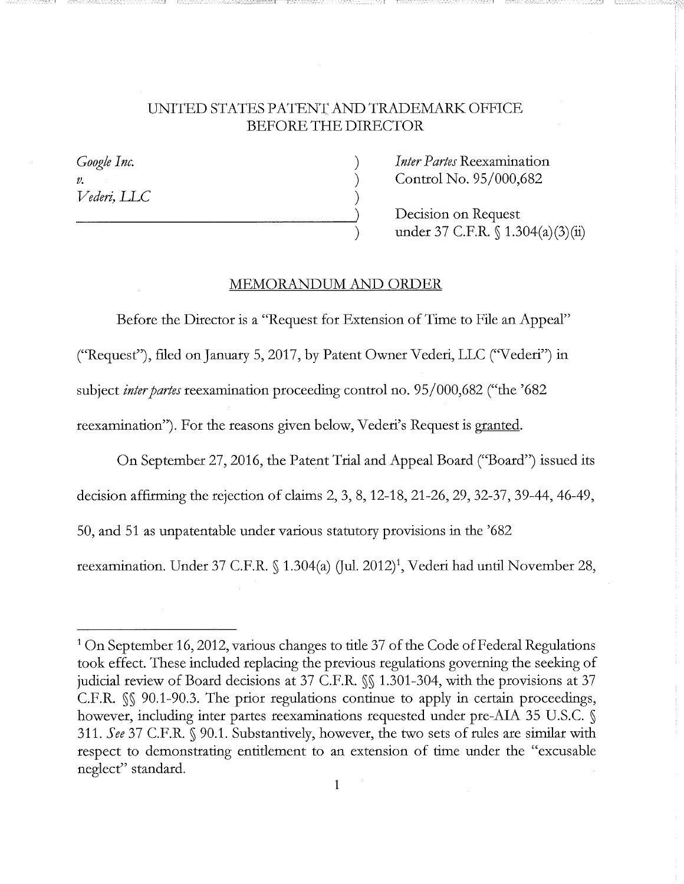UNITED STATES PATENT AND TRADEMARK OFFICE
BEFORE THE DIRECTOR

| | | |
|---|---|---|
| *Google Inc.* | ) | *Inter Partes* Reexamination |
| *v.* | ) | Control No. 95/000,682 |
| *Vederi, LLC* | ) | |
| | ) | Decision on Request |
| | ) | under 37 C.F.R. § 1.304(a)(3)(ii) |

## MEMORANDUM AND ORDER

Before the Director is a "Request for Extension of Time to File an Appeal" ("Request"), filed on January 5, 2017, by Patent Owner Vederi, LLC ("Vederi") in subject *inter partes* reexamination proceeding control no. 95/000,682 ("the '682 reexamination"). For the reasons given below, Vederi's Request is granted.

On September 27, 2016, the Patent Trial and Appeal Board ("Board") issued its decision affirming the rejection of claims 2, 3, 8, 12-18, 21-26, 29, 32-37, 39-44, 46-49, 50, and 51 as unpatentable under various statutory provisions in the '682 reexamination. Under 37 C.F.R. § 1.304(a) (Jul. 2012)[1], Vederi had until November 28,

[1] On September 16, 2012, various changes to title 37 of the Code of Federal Regulations took effect. These included replacing the previous regulations governing the seeking of judicial review of Board decisions at 37 C.F.R. §§ 1.301-304, with the provisions at 37 C.F.R. §§ 90.1-90.3. The prior regulations continue to apply in certain proceedings, however, including inter partes reexaminations requested under pre-AIA 35 U.S.C. § 311. *See* 37 C.F.R. § 90.1. Substantively, however, the two sets of rules are similar with respect to demonstrating entitlement to an extension of time under the "excusable neglect" standard.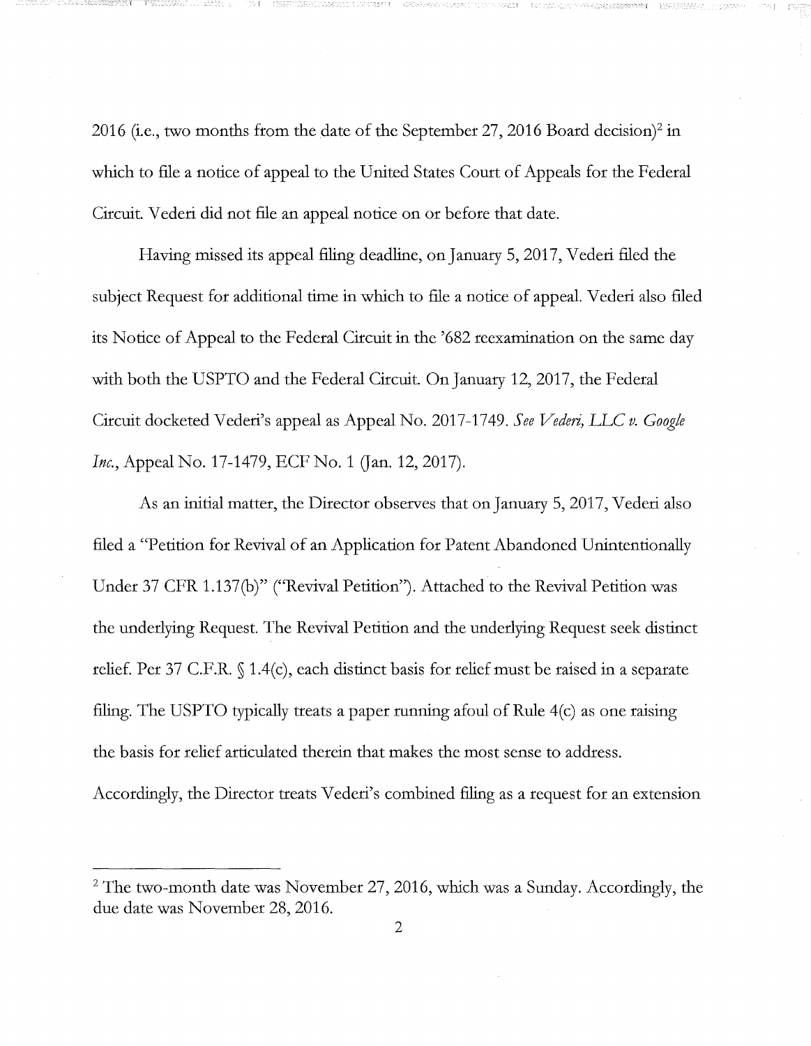2016 (i.e., two months from the date of the September 27, 2016 Board decision)[2] in which to file a notice of appeal to the United States Court of Appeals for the Federal Circuit. Vederi did not file an appeal notice on or before that date.

Having missed its appeal filing deadline, on January 5, 2017, Vederi filed the subject Request for additional time in which to file a notice of appeal. Vederi also filed its Notice of Appeal to the Federal Circuit in the '682 reexamination on the same day with both the USPTO and the Federal Circuit. On January 12, 2017, the Federal Circuit docketed Vederi's appeal as Appeal No. 2017-1749. *See Vederi, LLC v. Google Inc.*, Appeal No. 17-1479, ECF No. 1 (Jan. 12, 2017).

As an initial matter, the Director observes that on January 5, 2017, Vederi also filed a "Petition for Revival of an Application for Patent Abandoned Unintentionally Under 37 CFR 1.137(b)" ("Revival Petition"). Attached to the Revival Petition was the underlying Request. The Revival Petition and the underlying Request seek distinct relief. Per 37 C.F.R. § 1.4(c), each distinct basis for relief must be raised in a separate filing. The USPTO typically treats a paper running afoul of Rule 4(c) as one raising the basis for relief articulated therein that makes the most sense to address. Accordingly, the Director treats Vederi's combined filing as a request for an extension

[2] The two-month date was November 27, 2016, which was a Sunday. Accordingly, the due date was November 28, 2016.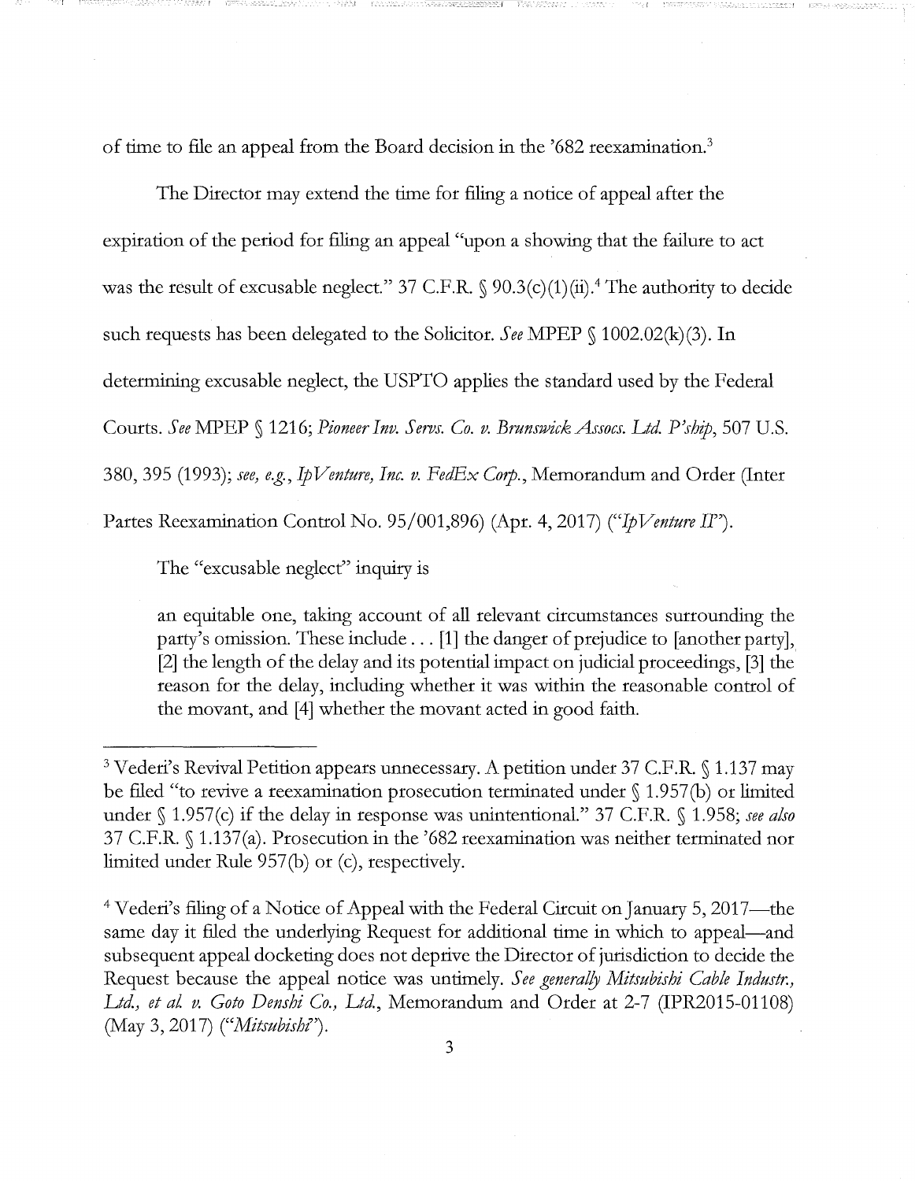of time to file an appeal from the Board decision in the '682 reexamination.[3]

The Director may extend the time for filing a notice of appeal after the expiration of the period for filing an appeal "upon a showing that the failure to act was the result of excusable neglect." 37 C.F.R. § 90.3(c)(1)(ii).[4] The authority to decide such requests has been delegated to the Solicitor. *See* MPEP § 1002.02(k)(3). In determining excusable neglect, the USPTO applies the standard used by the Federal Courts. *See* MPEP § 1216; *Pioneer Inv. Servs. Co. v. Brunswick Assocs. Ltd. P'ship*, 507 U.S. 380, 395 (1993); *see, e.g., IpVenture, Inc. v. FedEx Corp.*, Memorandum and Order (Inter Partes Reexamination Control No. 95/001,896) (Apr. 4, 2017) ("*IpVenture II*").

The "excusable neglect" inquiry is

> an equitable one, taking account of all relevant circumstances surrounding the party's omission. These include . . . [1] the danger of prejudice to [another party], [2] the length of the delay and its potential impact on judicial proceedings, [3] the reason for the delay, including whether it was within the reasonable control of the movant, and [4] whether the movant acted in good faith.

---

[3] Vederi's Revival Petition appears unnecessary. A petition under 37 C.F.R. § 1.137 may be filed "to revive a reexamination prosecution terminated under § 1.957(b) or limited under § 1.957(c) if the delay in response was unintentional." 37 C.F.R. § 1.958; *see also* 37 C.F.R. § 1.137(a). Prosecution in the '682 reexamination was neither terminated nor limited under Rule 957(b) or (c), respectively.

[4] Vederi's filing of a Notice of Appeal with the Federal Circuit on January 5, 2017—the same day it filed the underlying Request for additional time in which to appeal—and subsequent appeal docketing does not deprive the Director of jurisdiction to decide the Request because the appeal notice was untimely. *See generally Mitsubishi Cable Industr., Ltd., et al. v. Goto Denshi Co., Ltd.*, Memorandum and Order at 2-7 (IPR2015-01108) (May 3, 2017) ("*Mitsubishi*").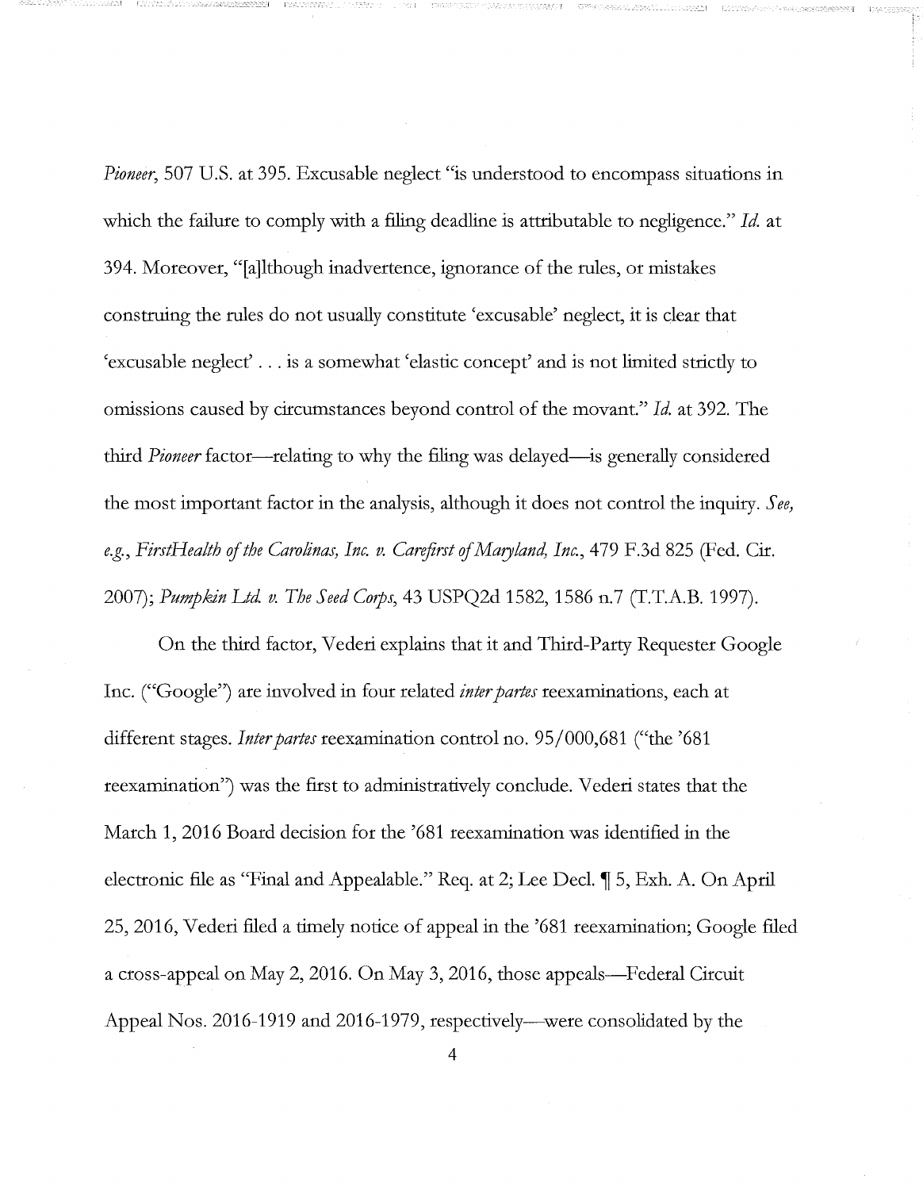*Pioneer*, 507 U.S. at 395. Excusable neglect "is understood to encompass situations in which the failure to comply with a filing deadline is attributable to negligence." *Id.* at 394. Moreover, "[a]lthough inadvertence, ignorance of the rules, or mistakes construing the rules do not usually constitute 'excusable' neglect, it is clear that 'excusable neglect' . . . is a somewhat 'elastic concept' and is not limited strictly to omissions caused by circumstances beyond control of the movant." *Id.* at 392. The third *Pioneer* factor—relating to why the filing was delayed—is generally considered the most important factor in the analysis, although it does not control the inquiry. *See, e.g., FirstHealth of the Carolinas, Inc. v. Carefirst of Maryland, Inc.*, 479 F.3d 825 (Fed. Cir. 2007); *Pumpkin Ltd. v. The Seed Corps*, 43 USPQ2d 1582, 1586 n.7 (T.T.A.B. 1997).

On the third factor, Vederi explains that it and Third-Party Requester Google Inc. ("Google") are involved in four related *inter partes* reexaminations, each at different stages. *Inter partes* reexamination control no. 95/000,681 ("the '681 reexamination") was the first to administratively conclude. Vederi states that the March 1, 2016 Board decision for the '681 reexamination was identified in the electronic file as "Final and Appealable." Req. at 2; Lee Decl. ¶ 5, Exh. A. On April 25, 2016, Vederi filed a timely notice of appeal in the '681 reexamination; Google filed a cross-appeal on May 2, 2016. On May 3, 2016, those appeals—Federal Circuit Appeal Nos. 2016-1919 and 2016-1979, respectively—were consolidated by the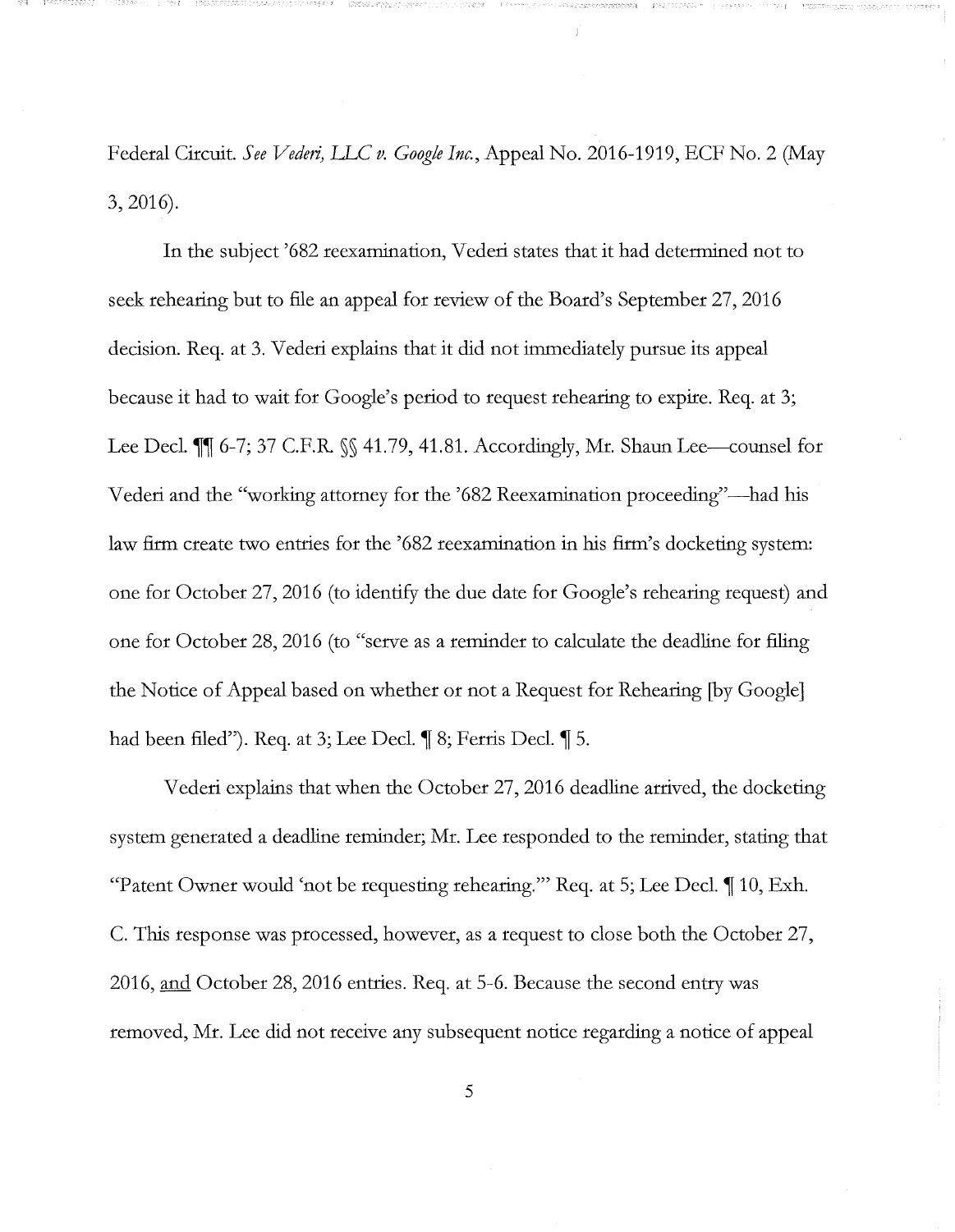Federal Circuit. *See Vederi, LLC v. Google Inc.*, Appeal No. 2016-1919, ECF No. 2 (May 3, 2016).

In the subject '682 reexamination, Vederi states that it had determined not to seek rehearing but to file an appeal for review of the Board's September 27, 2016 decision. Req. at 3. Vederi explains that it did not immediately pursue its appeal because it had to wait for Google's period to request rehearing to expire. Req. at 3; Lee Decl. ¶¶ 6-7; 37 C.F.R. §§ 41.79, 41.81. Accordingly, Mr. Shaun Lee—counsel for Vederi and the "working attorney for the '682 Reexamination proceeding"—had his law firm create two entries for the '682 reexamination in his firm's docketing system: one for October 27, 2016 (to identify the due date for Google's rehearing request) and one for October 28, 2016 (to "serve as a reminder to calculate the deadline for filing the Notice of Appeal based on whether or not a Request for Rehearing [by Google] had been filed"). Req. at 3; Lee Decl. ¶ 8; Ferris Decl. ¶ 5.

Vederi explains that when the October 27, 2016 deadline arrived, the docketing system generated a deadline reminder; Mr. Lee responded to the reminder, stating that "Patent Owner would 'not be requesting rehearing.'" Req. at 5; Lee Decl. ¶ 10, Exh. C. This response was processed, however, as a request to close both the October 27, 2016, <u>and</u> October 28, 2016 entries. Req. at 5-6. Because the second entry was removed, Mr. Lee did not receive any subsequent notice regarding a notice of appeal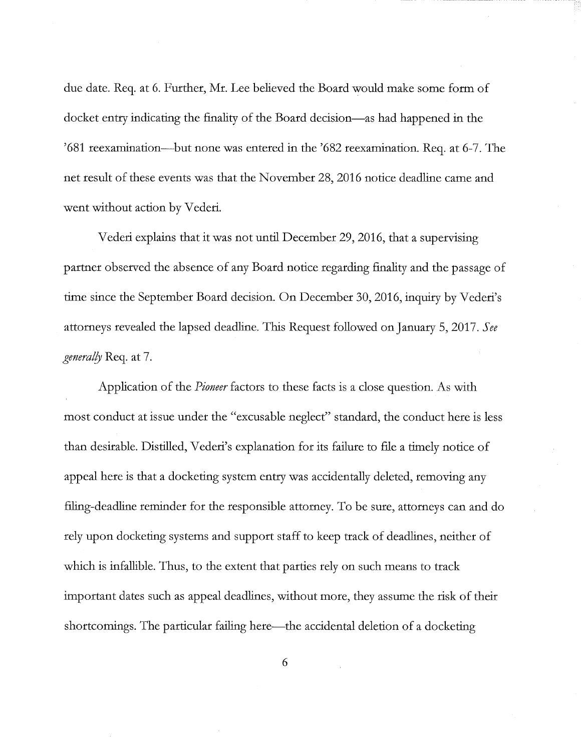due date. Req. at 6. Further, Mr. Lee believed the Board would make some form of docket entry indicating the finality of the Board decision—as had happened in the '681 reexamination—but none was entered in the '682 reexamination. Req. at 6-7. The net result of these events was that the November 28, 2016 notice deadline came and went without action by Vederi.

Vederi explains that it was not until December 29, 2016, that a supervising partner observed the absence of any Board notice regarding finality and the passage of time since the September Board decision. On December 30, 2016, inquiry by Vederi's attorneys revealed the lapsed deadline. This Request followed on January 5, 2017. *See generally* Req. at 7.

Application of the *Pioneer* factors to these facts is a close question. As with most conduct at issue under the "excusable neglect" standard, the conduct here is less than desirable. Distilled, Vederi's explanation for its failure to file a timely notice of appeal here is that a docketing system entry was accidentally deleted, removing any filing-deadline reminder for the responsible attorney. To be sure, attorneys can and do rely upon docketing systems and support staff to keep track of deadlines, neither of which is infallible. Thus, to the extent that parties rely on such means to track important dates such as appeal deadlines, without more, they assume the risk of their shortcomings. The particular failing here—the accidental deletion of a docketing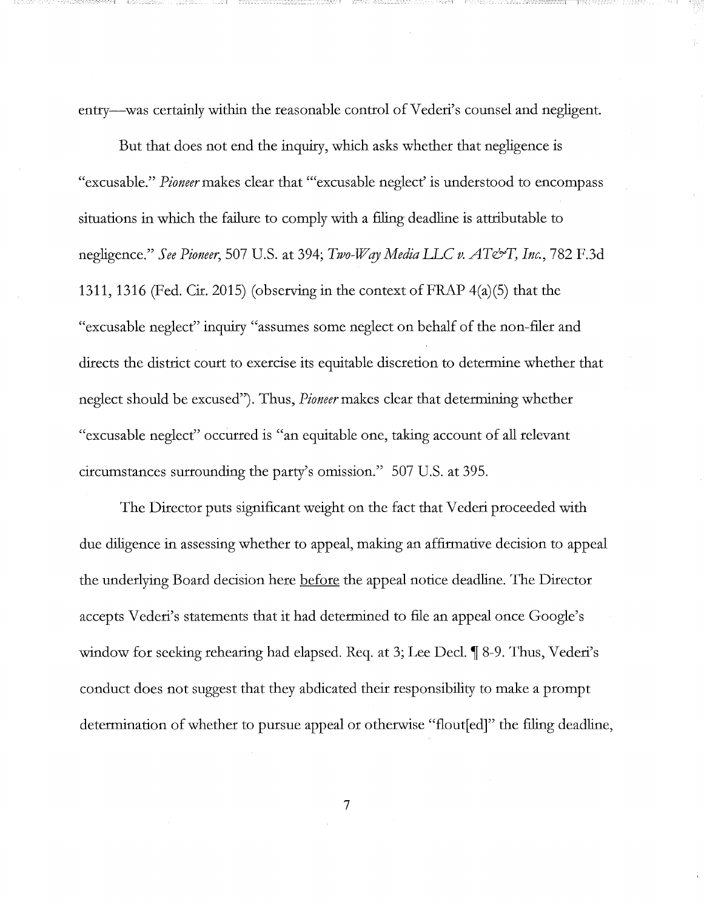entry—was certainly within the reasonable control of Vederi's counsel and negligent.

But that does not end the inquiry, which asks whether that negligence is "excusable." *Pioneer* makes clear that "'excusable neglect' is understood to encompass situations in which the failure to comply with a filing deadline is attributable to negligence." *See Pioneer*, 507 U.S. at 394; *Two-Way Media LLC v. AT&T, Inc.*, 782 F.3d 1311, 1316 (Fed. Cir. 2015) (observing in the context of FRAP 4(a)(5) that the "excusable neglect" inquiry "assumes some neglect on behalf of the non-filer and directs the district court to exercise its equitable discretion to determine whether that neglect should be excused"). Thus, *Pioneer* makes clear that determining whether "excusable neglect" occurred is "an equitable one, taking account of all relevant circumstances surrounding the party's omission." 507 U.S. at 395.

The Director puts significant weight on the fact that Vederi proceeded with due diligence in assessing whether to appeal, making an affirmative decision to appeal the underlying Board decision here <u>before</u> the appeal notice deadline. The Director accepts Vederi's statements that it had determined to file an appeal once Google's window for seeking rehearing had elapsed. Req. at 3; Lee Decl. ¶ 8-9. Thus, Vederi's conduct does not suggest that they abdicated their responsibility to make a prompt determination of whether to pursue appeal or otherwise "flout[ed]" the filing deadline,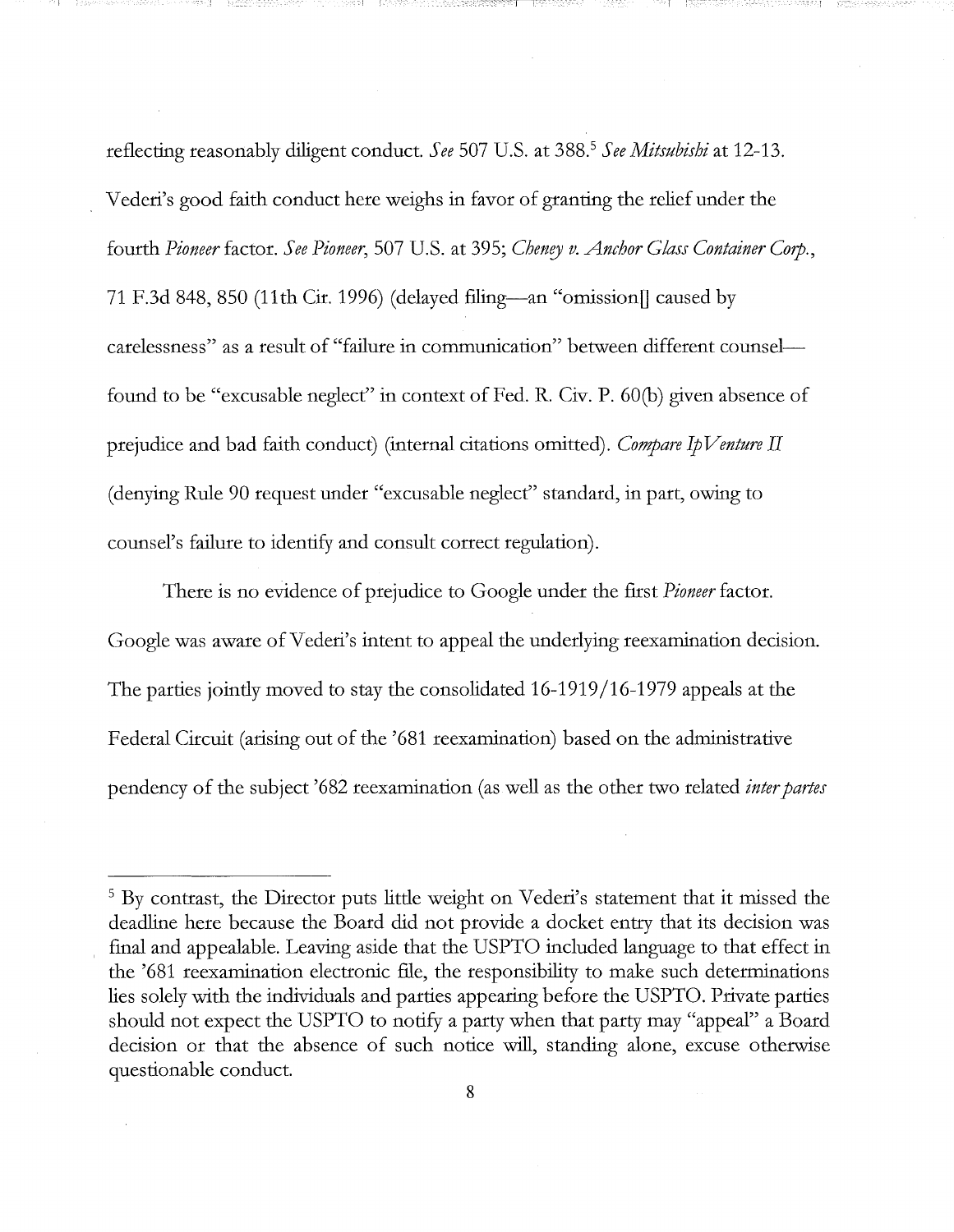reflecting reasonably diligent conduct. *See* 507 U.S. at 388.[5] *See Mitsubishi* at 12-13. Vederi's good faith conduct here weighs in favor of granting the relief under the fourth *Pioneer* factor. *See Pioneer*, 507 U.S. at 395; *Cheney v. Anchor Glass Container Corp.*, 71 F.3d 848, 850 (11th Cir. 1996) (delayed filing—an "omission[] caused by carelessness" as a result of "failure in communication" between different counsel—found to be "excusable neglect" in context of Fed. R. Civ. P. 60(b) given absence of prejudice and bad faith conduct) (internal citations omitted). *Compare IpVenture II* (denying Rule 90 request under "excusable neglect" standard, in part, owing to counsel's failure to identify and consult correct regulation).

There is no evidence of prejudice to Google under the first *Pioneer* factor. Google was aware of Vederi's intent to appeal the underlying reexamination decision. The parties jointly moved to stay the consolidated 16-1919/16-1979 appeals at the Federal Circuit (arising out of the '681 reexamination) based on the administrative pendency of the subject '682 reexamination (as well as the other two related *inter partes*

---

[5] By contrast, the Director puts little weight on Vederi's statement that it missed the deadline here because the Board did not provide a docket entry that its decision was final and appealable. Leaving aside that the USPTO included language to that effect in the '681 reexamination electronic file, the responsibility to make such determinations lies solely with the individuals and parties appearing before the USPTO. Private parties should not expect the USPTO to notify a party when that party may "appeal" a Board decision or that the absence of such notice will, standing alone, excuse otherwise questionable conduct.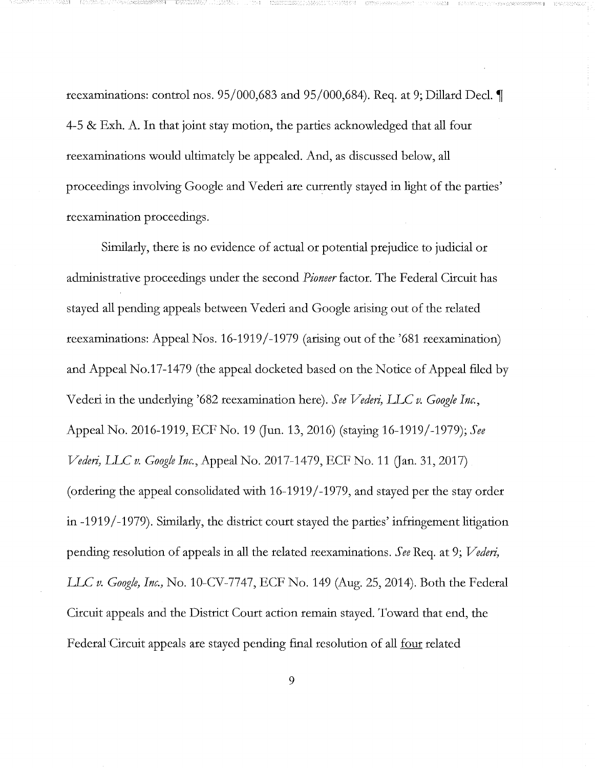reexaminations: control nos. 95/000,683 and 95/000,684). Req. at 9; Dillard Decl. ¶ 4-5 & Exh. A. In that joint stay motion, the parties acknowledged that all four reexaminations would ultimately be appealed. And, as discussed below, all proceedings involving Google and Vederi are currently stayed in light of the parties' reexamination proceedings.

Similarly, there is no evidence of actual or potential prejudice to judicial or administrative proceedings under the second *Pioneer* factor. The Federal Circuit has stayed all pending appeals between Vederi and Google arising out of the related reexaminations: Appeal Nos. 16-1919/-1979 (arising out of the '681 reexamination) and Appeal No.17-1479 (the appeal docketed based on the Notice of Appeal filed by Vederi in the underlying '682 reexamination here). *See Vederi, LLC v. Google Inc.*, Appeal No. 2016-1919, ECF No. 19 (Jun. 13, 2016) (staying 16-1919/-1979); *See Vederi, LLC v. Google Inc.*, Appeal No. 2017-1479, ECF No. 11 (Jan. 31, 2017) (ordering the appeal consolidated with 16-1919/-1979, and stayed per the stay order in -1919/-1979). Similarly, the district court stayed the parties' infringement litigation pending resolution of appeals in all the related reexaminations. *See* Req. at 9; *Vederi, LLC v. Google, Inc.,* No. 10-CV-7747, ECF No. 149 (Aug. 25, 2014). Both the Federal Circuit appeals and the District Court action remain stayed. Toward that end, the Federal Circuit appeals are stayed pending final resolution of all <u>four</u> related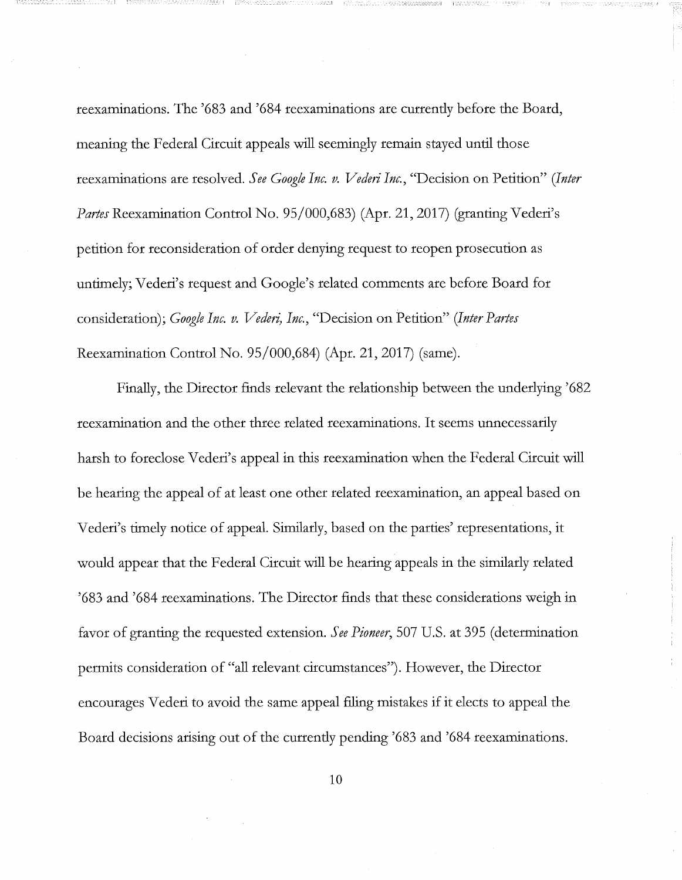reexaminations. The '683 and '684 reexaminations are currently before the Board, meaning the Federal Circuit appeals will seemingly remain stayed until those reexaminations are resolved. *See Google Inc. v. Vederi Inc.*, "Decision on Petition" (*Inter Partes* Reexamination Control No. 95/000,683) (Apr. 21, 2017) (granting Vederi's petition for reconsideration of order denying request to reopen prosecution as untimely; Vederi's request and Google's related comments are before Board for consideration); *Google Inc. v. Vederi, Inc.*, "Decision on Petition" (*Inter Partes* Reexamination Control No. 95/000,684) (Apr. 21, 2017) (same).

Finally, the Director finds relevant the relationship between the underlying '682 reexamination and the other three related reexaminations. It seems unnecessarily harsh to foreclose Vederi's appeal in this reexamination when the Federal Circuit will be hearing the appeal of at least one other related reexamination, an appeal based on Vederi's timely notice of appeal. Similarly, based on the parties' representations, it would appear that the Federal Circuit will be hearing appeals in the similarly related '683 and '684 reexaminations. The Director finds that these considerations weigh in favor of granting the requested extension. *See Pioneer*, 507 U.S. at 395 (determination permits consideration of "all relevant circumstances"). However, the Director encourages Vederi to avoid the same appeal filing mistakes if it elects to appeal the Board decisions arising out of the currently pending '683 and '684 reexaminations.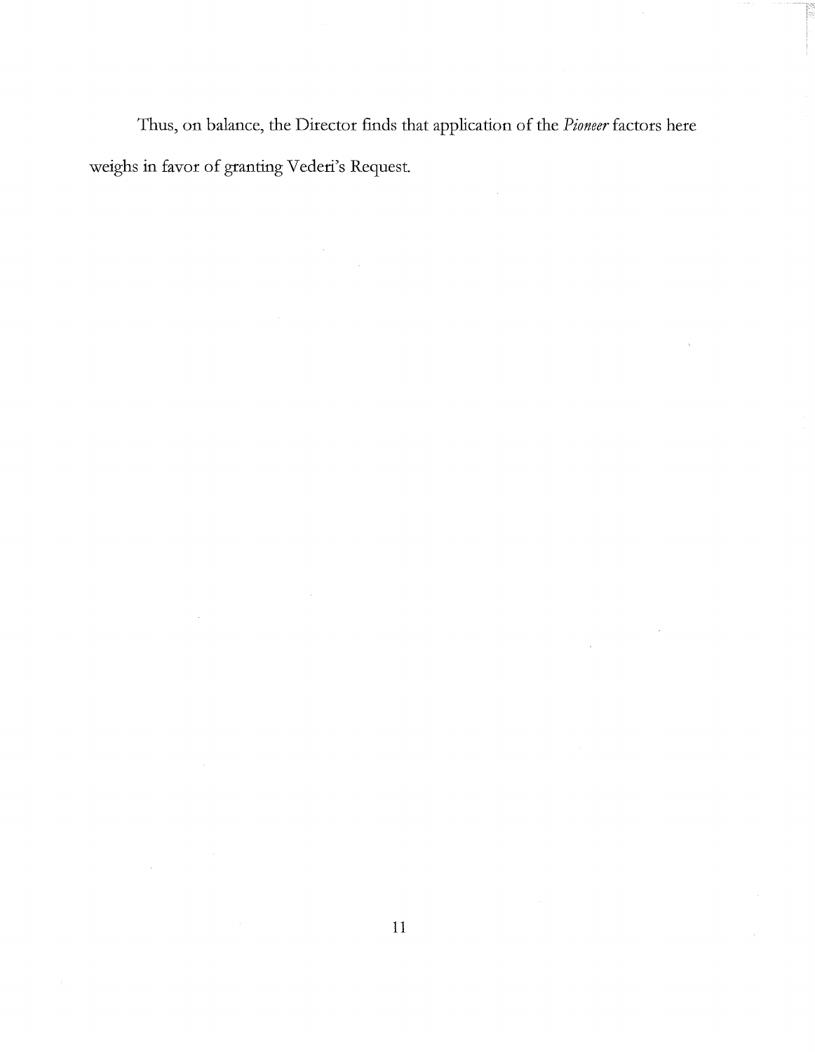Thus, on balance, the Director finds that application of the *Pioneer* factors here weighs in favor of granting Vederi's Request.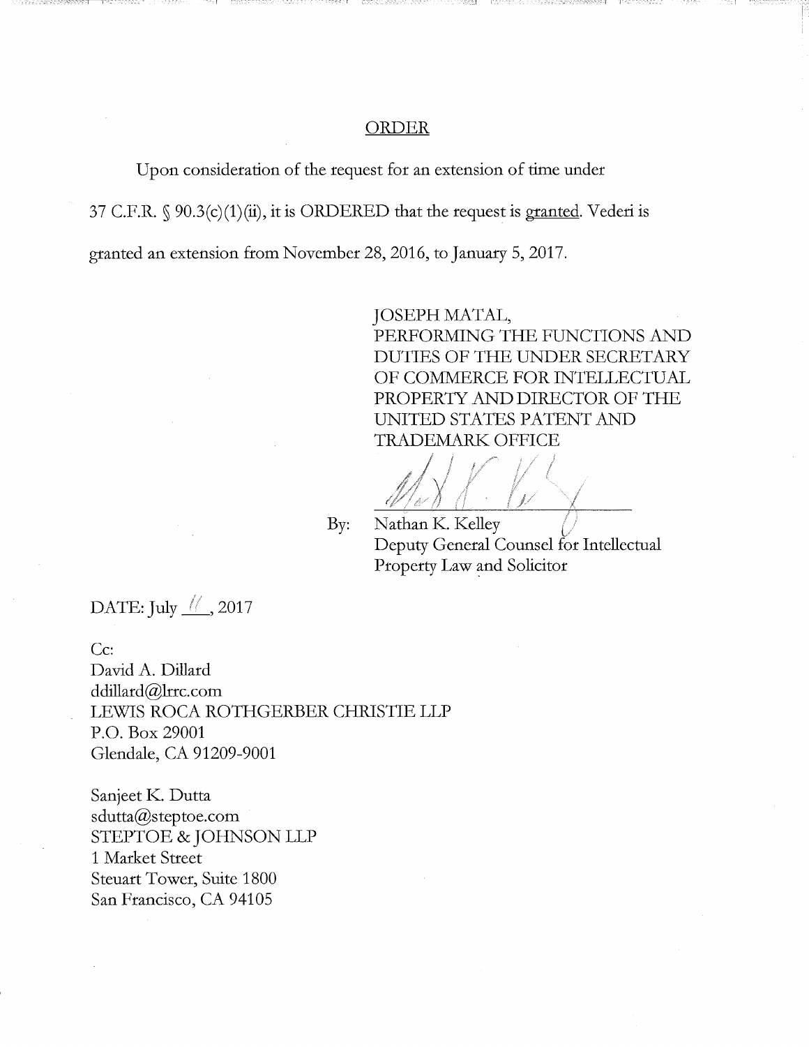## ORDER

Upon consideration of the request for an extension of time under 37 C.F.R. § 90.3(c)(1)(ii), it is ORDERED that the request is granted. Vederi is granted an extension from November 28, 2016, to January 5, 2017.

JOSEPH MATAL,
PERFORMING THE FUNCTIONS AND DUTIES OF THE UNDER SECRETARY OF COMMERCE FOR INTELLECTUAL PROPERTY AND DIRECTOR OF THE UNITED STATES PATENT AND TRADEMARK OFFICE

By: Nathan K. Kelley
Deputy General Counsel for Intellectual Property Law and Solicitor

DATE: July 11, 2017

Cc:
David A. Dillard
ddillard@lrrc.com
LEWIS ROCA ROTHGERBER CHRISTIE LLP
P.O. Box 29001
Glendale, CA 91209-9001

Sanjeet K. Dutta
sdutta@steptoe.com
STEPTOE & JOHNSON LLP
1 Market Street
Steuart Tower, Suite 1800
San Francisco, CA 94105